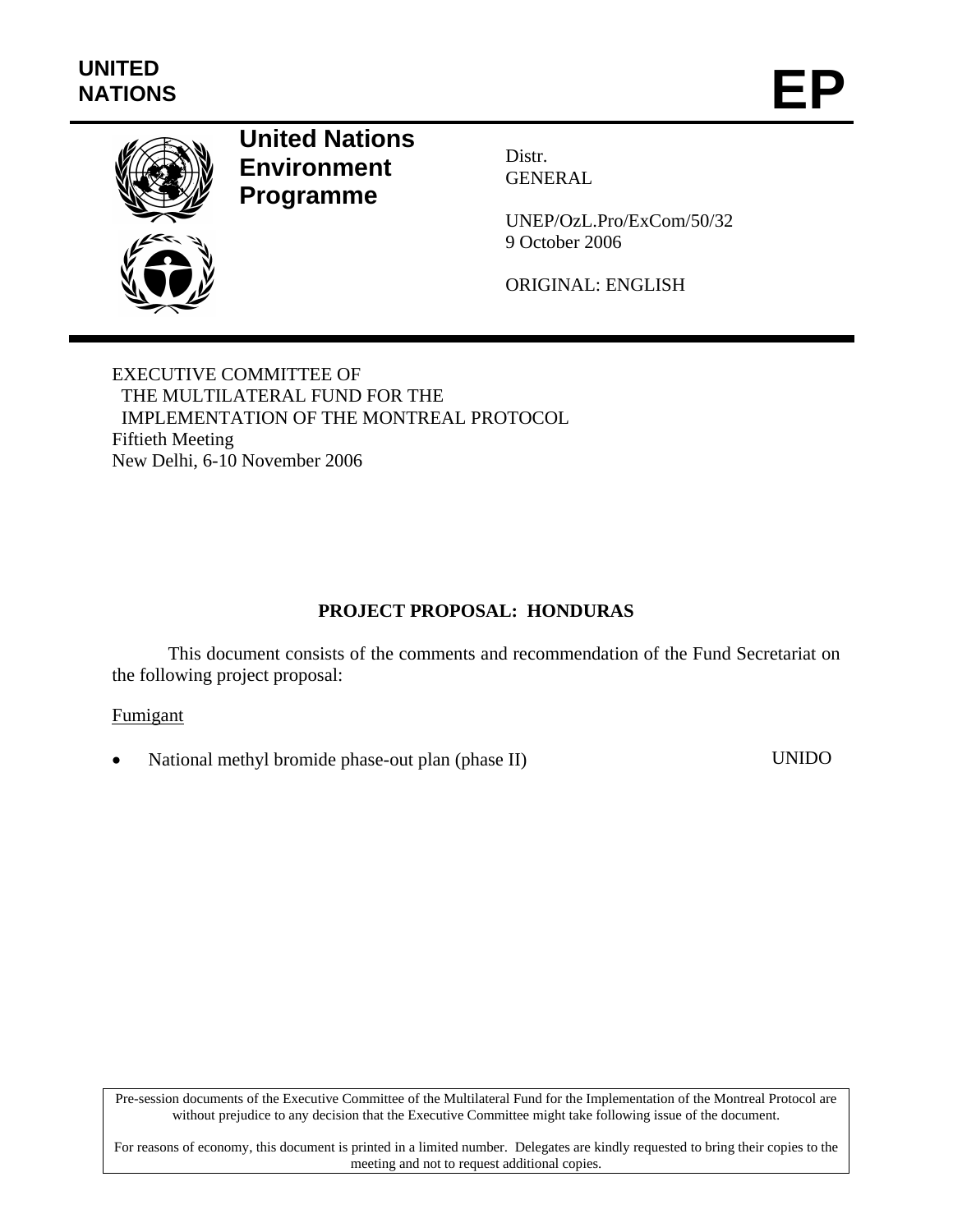UNITED NATIONS

# EP

**United Nations Environment Programme**

Distr.
GENERAL

UNEP/OzL.Pro/ExCom/50/32
9 October 2006

ORIGINAL: ENGLISH

EXECUTIVE COMMITTEE OF
THE MULTILATERAL FUND FOR THE
IMPLEMENTATION OF THE MONTREAL PROTOCOL
Fiftieth Meeting
New Delhi, 6-10 November 2006

## PROJECT PROPOSAL: HONDURAS

This document consists of the comments and recommendation of the Fund Secretariat on the following project proposal:

Fumigant

- National methyl bromide phase-out plan (phase II) UNIDO

Pre-session documents of the Executive Committee of the Multilateral Fund for the Implementation of the Montreal Protocol are without prejudice to any decision that the Executive Committee might take following issue of the document.

For reasons of economy, this document is printed in a limited number. Delegates are kindly requested to bring their copies to the meeting and not to request additional copies.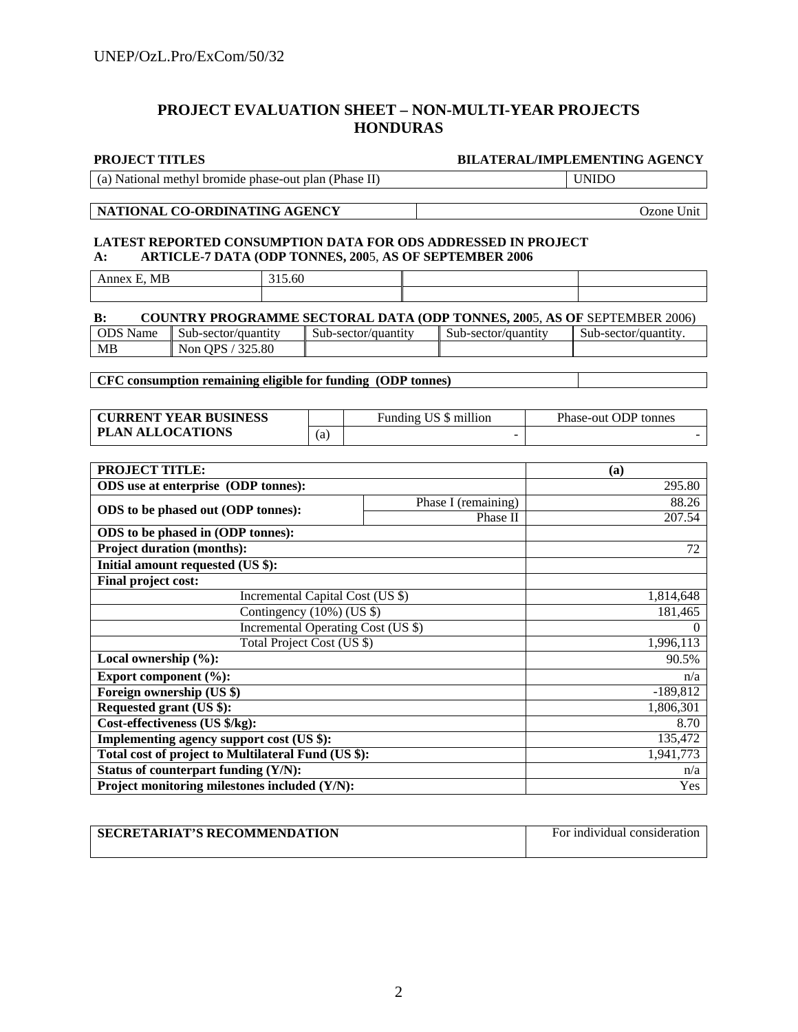## PROJECT EVALUATION SHEET – NON-MULTI-YEAR PROJECTS
## HONDURAS

| PROJECT TITLES | BILATERAL/IMPLEMENTING AGENCY |
|---|---|
| (a) National methyl bromide phase-out plan (Phase II) | UNIDO |

| NATIONAL CO-ORDINATING AGENCY | Ozone Unit |
|---|---|

**LATEST REPORTED CONSUMPTION DATA FOR ODS ADDRESSED IN PROJECT**

**A: ARTICLE-7 DATA (ODP TONNES, 2005, AS OF SEPTEMBER 2006**

| Annex E, MB | 315.60 | | |
|---|---|---|---|
| | | | |

**B: COUNTRY PROGRAMME SECTORAL DATA (ODP TONNES, 2005, AS OF SEPTEMBER 2006)**

| ODS Name | Sub-sector/quantity | Sub-sector/quantity | Sub-sector/quantity | Sub-sector/quantity. |
|---|---|---|---|---|
| MB | Non QPS / 325.80 | | | |

| CFC consumption remaining eligible for funding (ODP tonnes) | |
|---|---|

| CURRENT YEAR BUSINESS PLAN ALLOCATIONS | | Funding US $ million | Phase-out ODP tonnes |
|---|---|---|---|
| | (a) | - | - |

| PROJECT TITLE: | | (a) |
|---|---|---|
| ODS use at enterprise (ODP tonnes): | | 295.80 |
| ODS to be phased out (ODP tonnes): | Phase I (remaining) | 88.26 |
| | Phase II | 207.54 |
| ODS to be phased in (ODP tonnes): | | |
| Project duration (months): | | 72 |
| Initial amount requested (US $): | | |
| Final project cost: | | |
| Incremental Capital Cost (US $) | | 1,814,648 |
| Contingency (10%) (US $) | | 181,465 |
| Incremental Operating Cost (US $) | | 0 |
| Total Project Cost (US $) | | 1,996,113 |
| Local ownership (%): | | 90.5% |
| Export component (%): | | n/a |
| Foreign ownership (US $) | | -189,812 |
| Requested grant (US $): | | 1,806,301 |
| Cost-effectiveness (US $/kg): | | 8.70 |
| Implementing agency support cost (US $): | | 135,472 |
| Total cost of project to Multilateral Fund (US $): | | 1,941,773 |
| Status of counterpart funding (Y/N): | | n/a |
| Project monitoring milestones included (Y/N): | | Yes |

| SECRETARIAT'S RECOMMENDATION | For individual consideration |
|---|---|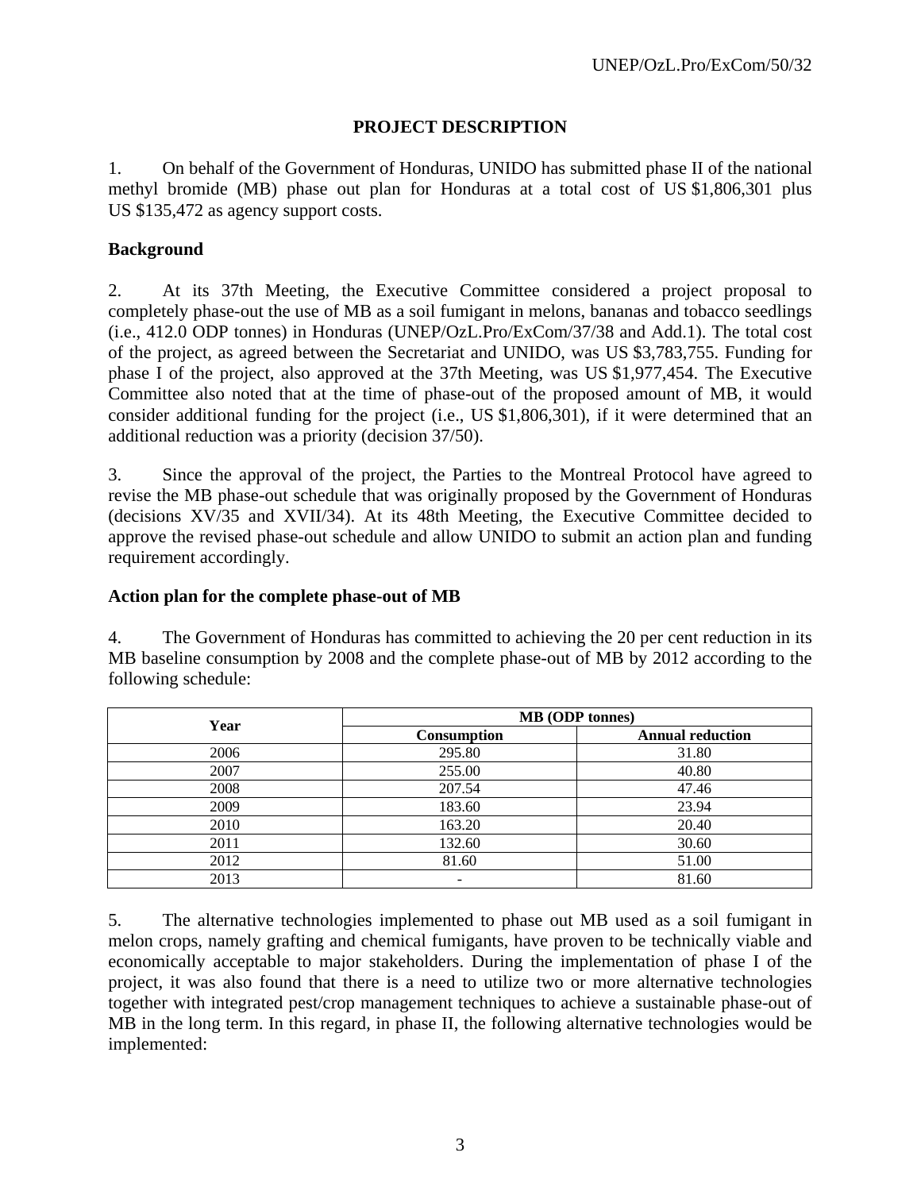## PROJECT DESCRIPTION

1. On behalf of the Government of Honduras, UNIDO has submitted phase II of the national methyl bromide (MB) phase out plan for Honduras at a total cost of US $1,806,301 plus US $135,472 as agency support costs.

### Background

2. At its 37th Meeting, the Executive Committee considered a project proposal to completely phase-out the use of MB as a soil fumigant in melons, bananas and tobacco seedlings (i.e., 412.0 ODP tonnes) in Honduras (UNEP/OzL.Pro/ExCom/37/38 and Add.1). The total cost of the project, as agreed between the Secretariat and UNIDO, was US $3,783,755. Funding for phase I of the project, also approved at the 37th Meeting, was US $1,977,454. The Executive Committee also noted that at the time of phase-out of the proposed amount of MB, it would consider additional funding for the project (i.e., US $1,806,301), if it were determined that an additional reduction was a priority (decision 37/50).

3. Since the approval of the project, the Parties to the Montreal Protocol have agreed to revise the MB phase-out schedule that was originally proposed by the Government of Honduras (decisions XV/35 and XVII/34). At its 48th Meeting, the Executive Committee decided to approve the revised phase-out schedule and allow UNIDO to submit an action plan and funding requirement accordingly.

### Action plan for the complete phase-out of MB

4. The Government of Honduras has committed to achieving the 20 per cent reduction in its MB baseline consumption by 2008 and the complete phase-out of MB by 2012 according to the following schedule:

| Year | MB (ODP tonnes) | |
|---|---|---|
| | Consumption | Annual reduction |
| 2006 | 295.80 | 31.80 |
| 2007 | 255.00 | 40.80 |
| 2008 | 207.54 | 47.46 |
| 2009 | 183.60 | 23.94 |
| 2010 | 163.20 | 20.40 |
| 2011 | 132.60 | 30.60 |
| 2012 | 81.60 | 51.00 |
| 2013 | - | 81.60 |

5. The alternative technologies implemented to phase out MB used as a soil fumigant in melon crops, namely grafting and chemical fumigants, have proven to be technically viable and economically acceptable to major stakeholders. During the implementation of phase I of the project, it was also found that there is a need to utilize two or more alternative technologies together with integrated pest/crop management techniques to achieve a sustainable phase-out of MB in the long term. In this regard, in phase II, the following alternative technologies would be implemented: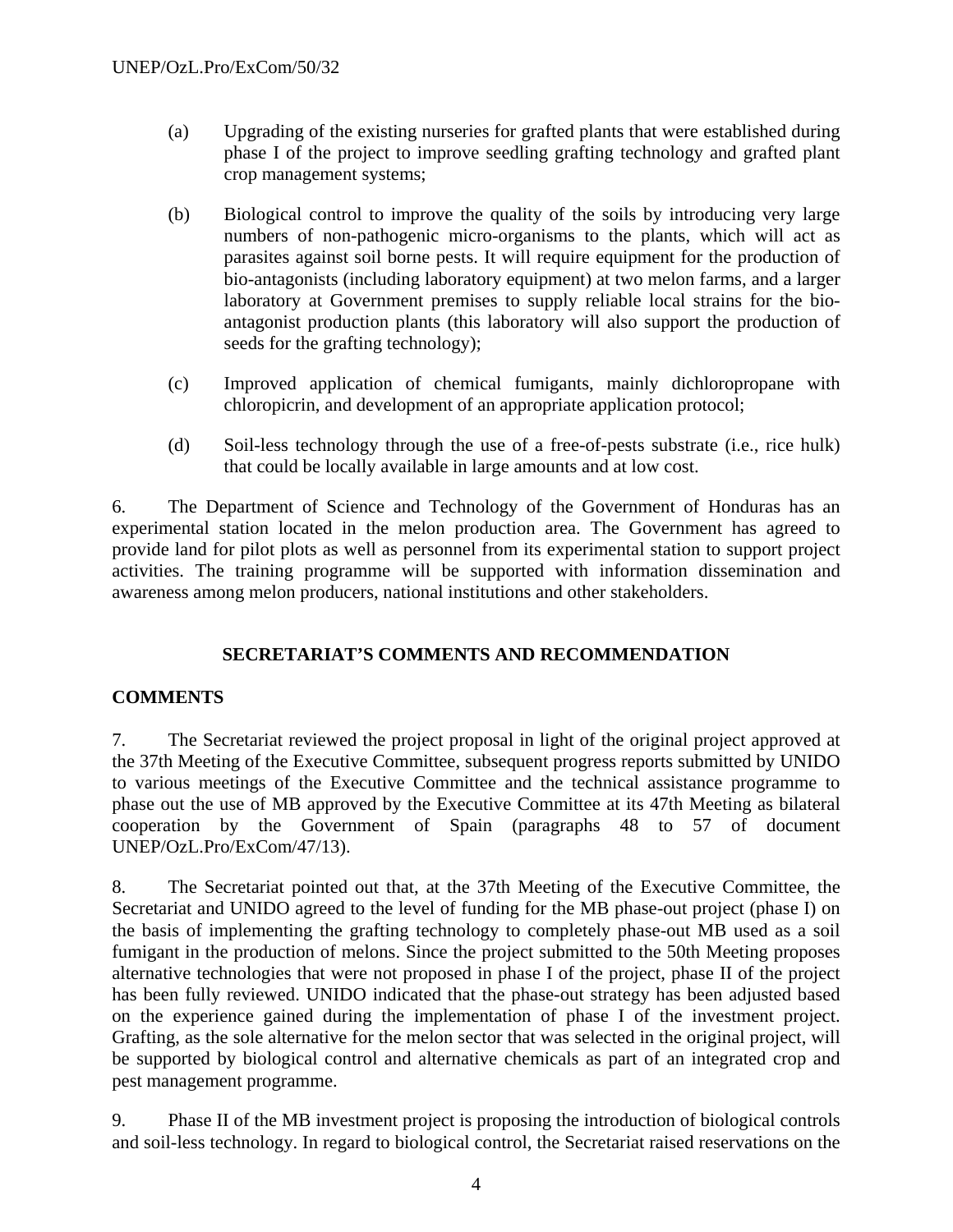(a) Upgrading of the existing nurseries for grafted plants that were established during phase I of the project to improve seedling grafting technology and grafted plant crop management systems;

(b) Biological control to improve the quality of the soils by introducing very large numbers of non-pathogenic micro-organisms to the plants, which will act as parasites against soil borne pests. It will require equipment for the production of bio-antagonists (including laboratory equipment) at two melon farms, and a larger laboratory at Government premises to supply reliable local strains for the bio-antagonist production plants (this laboratory will also support the production of seeds for the grafting technology);

(c) Improved application of chemical fumigants, mainly dichloropropane with chloropicrin, and development of an appropriate application protocol;

(d) Soil-less technology through the use of a free-of-pests substrate (i.e., rice hulk) that could be locally available in large amounts and at low cost.

6. The Department of Science and Technology of the Government of Honduras has an experimental station located in the melon production area. The Government has agreed to provide land for pilot plots as well as personnel from its experimental station to support project activities. The training programme will be supported with information dissemination and awareness among melon producers, national institutions and other stakeholders.

## SECRETARIAT'S COMMENTS AND RECOMMENDATION

### COMMENTS

7. The Secretariat reviewed the project proposal in light of the original project approved at the 37th Meeting of the Executive Committee, subsequent progress reports submitted by UNIDO to various meetings of the Executive Committee and the technical assistance programme to phase out the use of MB approved by the Executive Committee at its 47th Meeting as bilateral cooperation by the Government of Spain (paragraphs 48 to 57 of document UNEP/OzL.Pro/ExCom/47/13).

8. The Secretariat pointed out that, at the 37th Meeting of the Executive Committee, the Secretariat and UNIDO agreed to the level of funding for the MB phase-out project (phase I) on the basis of implementing the grafting technology to completely phase-out MB used as a soil fumigant in the production of melons. Since the project submitted to the 50th Meeting proposes alternative technologies that were not proposed in phase I of the project, phase II of the project has been fully reviewed. UNIDO indicated that the phase-out strategy has been adjusted based on the experience gained during the implementation of phase I of the investment project. Grafting, as the sole alternative for the melon sector that was selected in the original project, will be supported by biological control and alternative chemicals as part of an integrated crop and pest management programme.

9. Phase II of the MB investment project is proposing the introduction of biological controls and soil-less technology. In regard to biological control, the Secretariat raised reservations on the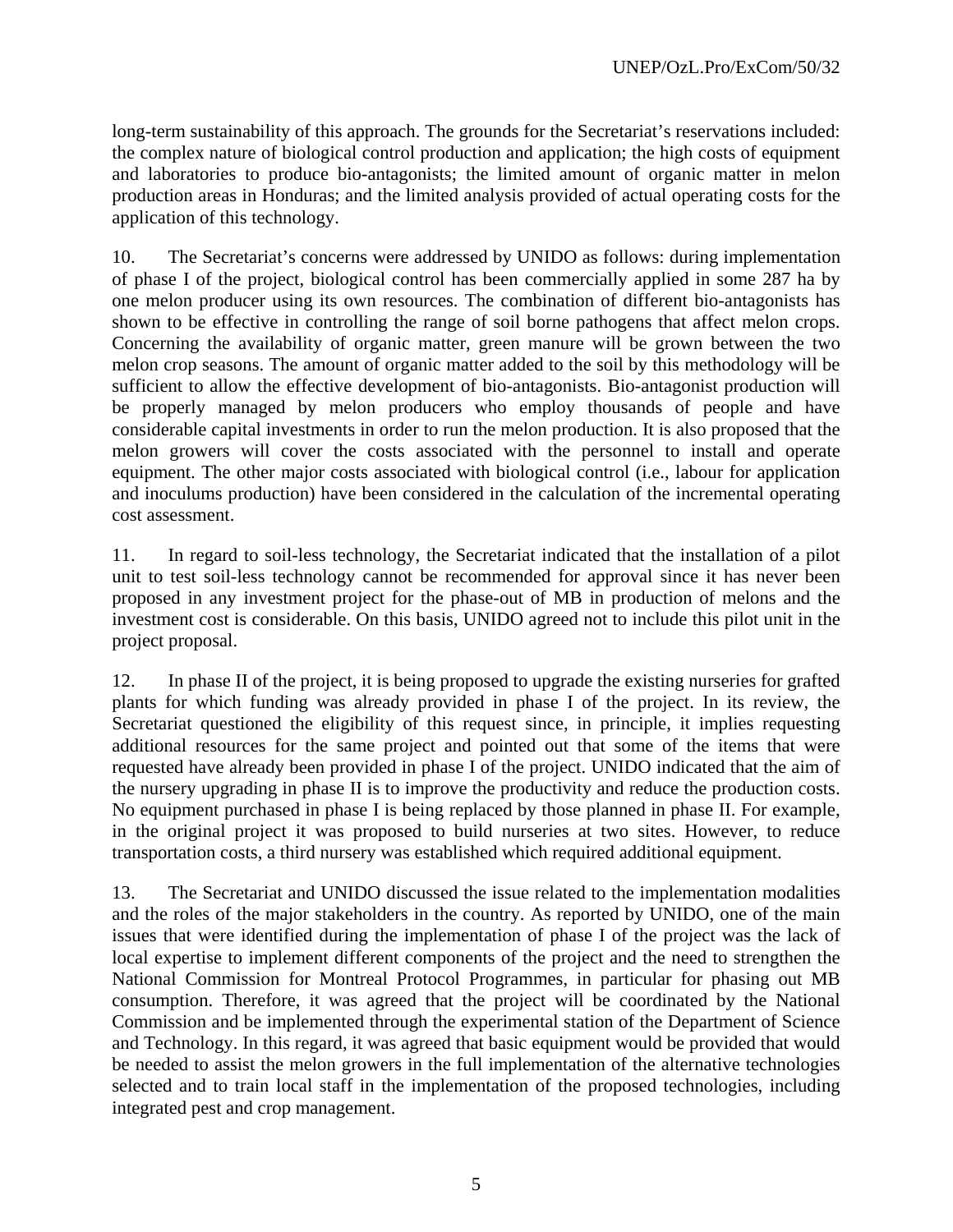long-term sustainability of this approach. The grounds for the Secretariat's reservations included: the complex nature of biological control production and application; the high costs of equipment and laboratories to produce bio-antagonists; the limited amount of organic matter in melon production areas in Honduras; and the limited analysis provided of actual operating costs for the application of this technology.

10. The Secretariat's concerns were addressed by UNIDO as follows: during implementation of phase I of the project, biological control has been commercially applied in some 287 ha by one melon producer using its own resources. The combination of different bio-antagonists has shown to be effective in controlling the range of soil borne pathogens that affect melon crops. Concerning the availability of organic matter, green manure will be grown between the two melon crop seasons. The amount of organic matter added to the soil by this methodology will be sufficient to allow the effective development of bio-antagonists. Bio-antagonist production will be properly managed by melon producers who employ thousands of people and have considerable capital investments in order to run the melon production. It is also proposed that the melon growers will cover the costs associated with the personnel to install and operate equipment. The other major costs associated with biological control (i.e., labour for application and inoculums production) have been considered in the calculation of the incremental operating cost assessment.

11. In regard to soil-less technology, the Secretariat indicated that the installation of a pilot unit to test soil-less technology cannot be recommended for approval since it has never been proposed in any investment project for the phase-out of MB in production of melons and the investment cost is considerable. On this basis, UNIDO agreed not to include this pilot unit in the project proposal.

12. In phase II of the project, it is being proposed to upgrade the existing nurseries for grafted plants for which funding was already provided in phase I of the project. In its review, the Secretariat questioned the eligibility of this request since, in principle, it implies requesting additional resources for the same project and pointed out that some of the items that were requested have already been provided in phase I of the project. UNIDO indicated that the aim of the nursery upgrading in phase II is to improve the productivity and reduce the production costs. No equipment purchased in phase I is being replaced by those planned in phase II. For example, in the original project it was proposed to build nurseries at two sites. However, to reduce transportation costs, a third nursery was established which required additional equipment.

13. The Secretariat and UNIDO discussed the issue related to the implementation modalities and the roles of the major stakeholders in the country. As reported by UNIDO, one of the main issues that were identified during the implementation of phase I of the project was the lack of local expertise to implement different components of the project and the need to strengthen the National Commission for Montreal Protocol Programmes, in particular for phasing out MB consumption. Therefore, it was agreed that the project will be coordinated by the National Commission and be implemented through the experimental station of the Department of Science and Technology. In this regard, it was agreed that basic equipment would be provided that would be needed to assist the melon growers in the full implementation of the alternative technologies selected and to train local staff in the implementation of the proposed technologies, including integrated pest and crop management.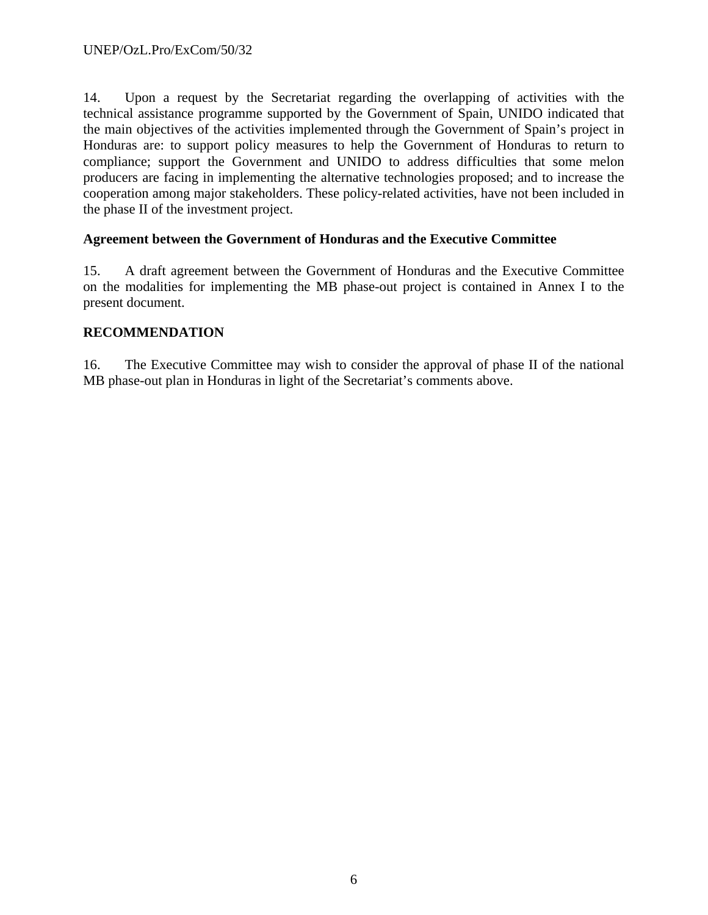14. Upon a request by the Secretariat regarding the overlapping of activities with the technical assistance programme supported by the Government of Spain, UNIDO indicated that the main objectives of the activities implemented through the Government of Spain's project in Honduras are: to support policy measures to help the Government of Honduras to return to compliance; support the Government and UNIDO to address difficulties that some melon producers are facing in implementing the alternative technologies proposed; and to increase the cooperation among major stakeholders. These policy-related activities, have not been included in the phase II of the investment project.

**Agreement between the Government of Honduras and the Executive Committee**

15. A draft agreement between the Government of Honduras and the Executive Committee on the modalities for implementing the MB phase-out project is contained in Annex I to the present document.

**RECOMMENDATION**

16. The Executive Committee may wish to consider the approval of phase II of the national MB phase-out plan in Honduras in light of the Secretariat's comments above.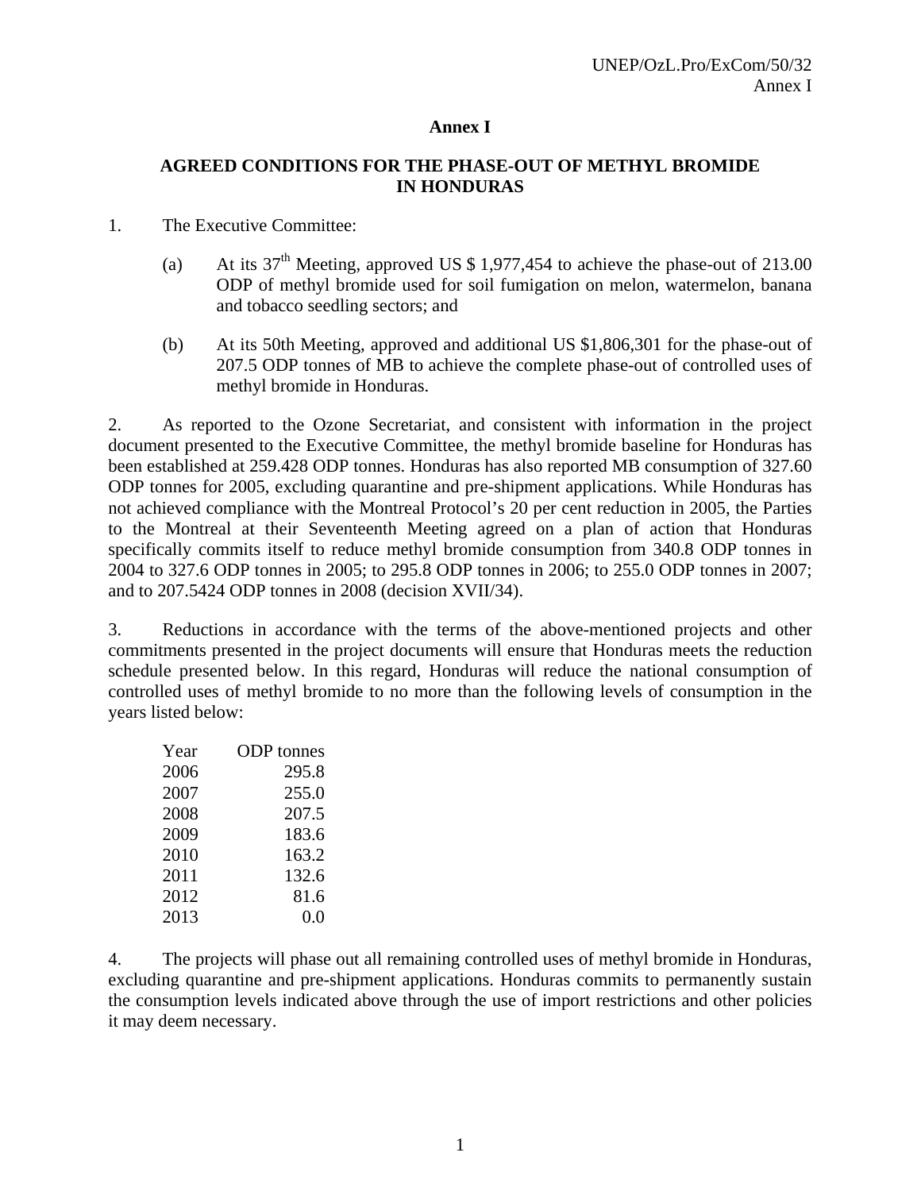# Annex I

## AGREED CONDITIONS FOR THE PHASE-OUT OF METHYL BROMIDE IN HONDURAS

1. The Executive Committee:

   (a) At its 37th Meeting, approved US $ 1,977,454 to achieve the phase-out of 213.00 ODP of methyl bromide used for soil fumigation on melon, watermelon, banana and tobacco seedling sectors; and

   (b) At its 50th Meeting, approved and additional US $1,806,301 for the phase-out of 207.5 ODP tonnes of MB to achieve the complete phase-out of controlled uses of methyl bromide in Honduras.

2. As reported to the Ozone Secretariat, and consistent with information in the project document presented to the Executive Committee, the methyl bromide baseline for Honduras has been established at 259.428 ODP tonnes. Honduras has also reported MB consumption of 327.60 ODP tonnes for 2005, excluding quarantine and pre-shipment applications. While Honduras has not achieved compliance with the Montreal Protocol's 20 per cent reduction in 2005, the Parties to the Montreal at their Seventeenth Meeting agreed on a plan of action that Honduras specifically commits itself to reduce methyl bromide consumption from 340.8 ODP tonnes in 2004 to 327.6 ODP tonnes in 2005; to 295.8 ODP tonnes in 2006; to 255.0 ODP tonnes in 2007; and to 207.5424 ODP tonnes in 2008 (decision XVII/34).

3. Reductions in accordance with the terms of the above-mentioned projects and other commitments presented in the project documents will ensure that Honduras meets the reduction schedule presented below. In this regard, Honduras will reduce the national consumption of controlled uses of methyl bromide to no more than the following levels of consumption in the years listed below:

| Year | ODP tonnes |
|---|---|
| 2006 | 295.8 |
| 2007 | 255.0 |
| 2008 | 207.5 |
| 2009 | 183.6 |
| 2010 | 163.2 |
| 2011 | 132.6 |
| 2012 | 81.6 |
| 2013 | 0.0 |

4. The projects will phase out all remaining controlled uses of methyl bromide in Honduras, excluding quarantine and pre-shipment applications. Honduras commits to permanently sustain the consumption levels indicated above through the use of import restrictions and other policies it may deem necessary.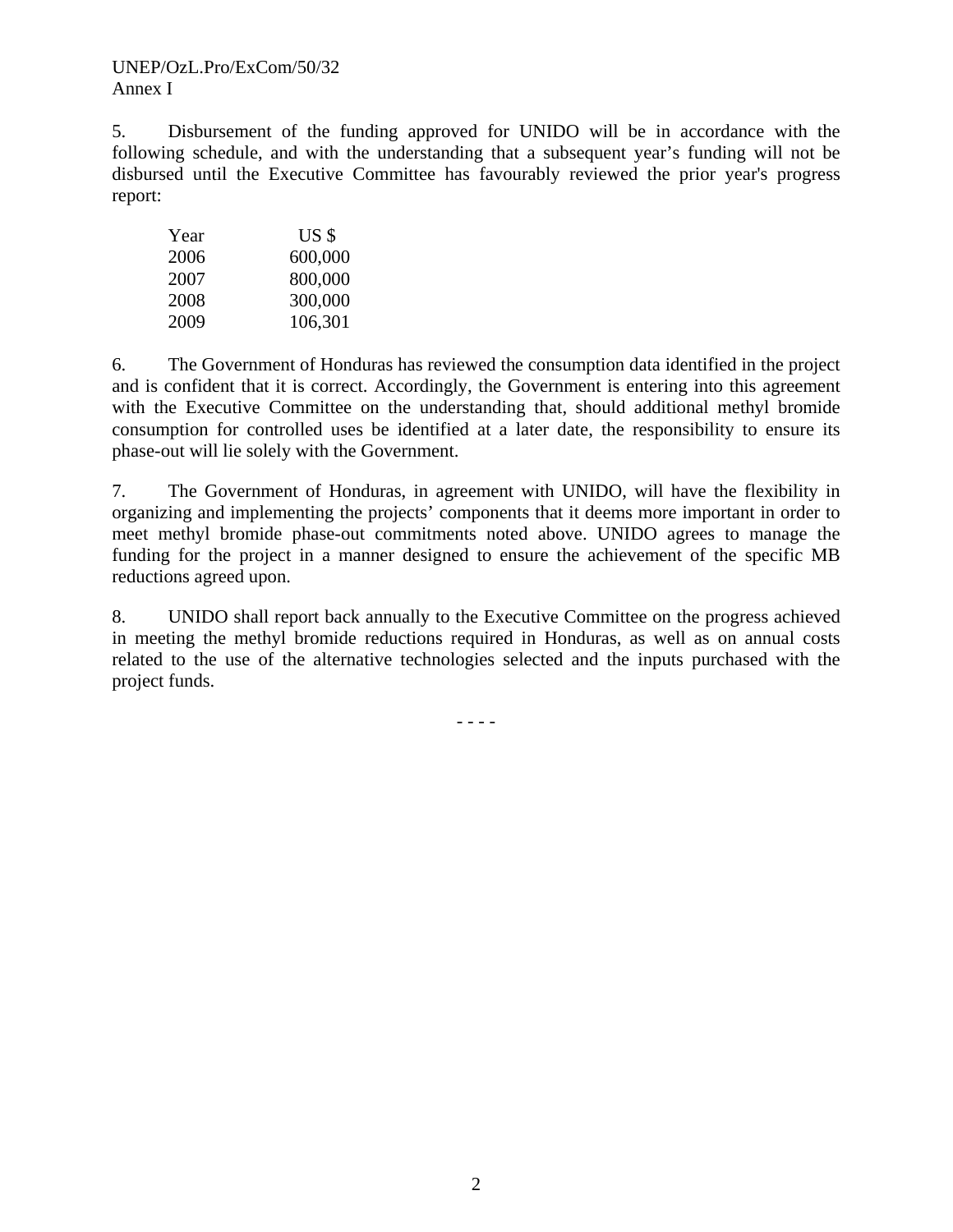5. Disbursement of the funding approved for UNIDO will be in accordance with the following schedule, and with the understanding that a subsequent year's funding will not be disbursed until the Executive Committee has favourably reviewed the prior year's progress report:

| Year | US $ |
|---|---|
| 2006 | 600,000 |
| 2007 | 800,000 |
| 2008 | 300,000 |
| 2009 | 106,301 |

6. The Government of Honduras has reviewed the consumption data identified in the project and is confident that it is correct. Accordingly, the Government is entering into this agreement with the Executive Committee on the understanding that, should additional methyl bromide consumption for controlled uses be identified at a later date, the responsibility to ensure its phase-out will lie solely with the Government.

7. The Government of Honduras, in agreement with UNIDO, will have the flexibility in organizing and implementing the projects' components that it deems more important in order to meet methyl bromide phase-out commitments noted above. UNIDO agrees to manage the funding for the project in a manner designed to ensure the achievement of the specific MB reductions agreed upon.

8. UNIDO shall report back annually to the Executive Committee on the progress achieved in meeting the methyl bromide reductions required in Honduras, as well as on annual costs related to the use of the alternative technologies selected and the inputs purchased with the project funds.

- - - -